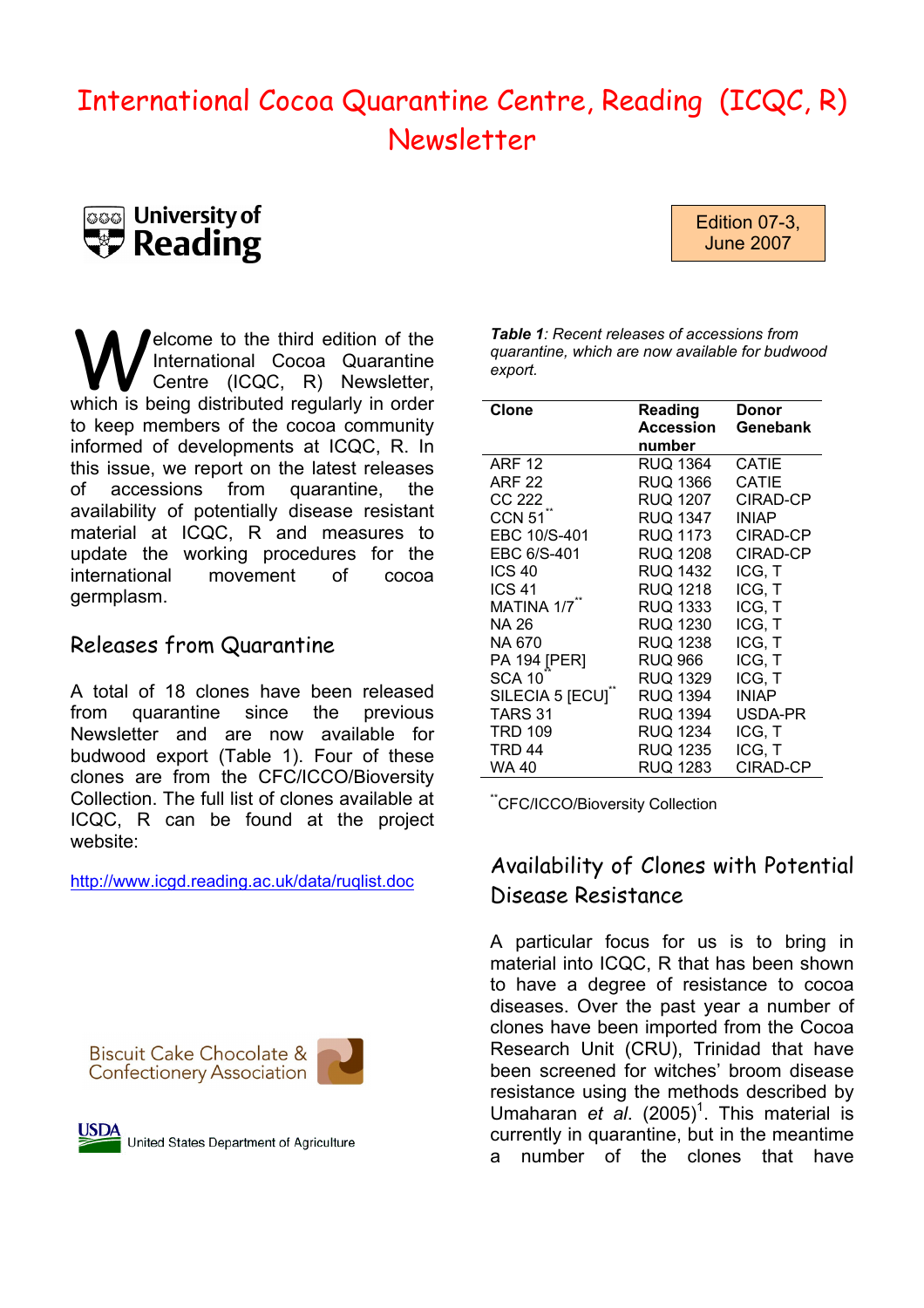# International Cocoa Quarantine Centre, Reading (ICQC, R) Newsletter

University of Reading

Edition 07-3, June 2007

Welcome to the third edition of the International Cocoa Quarantine Centre (ICQC, R) Newsletter, which is being distributed regularly in order to keep members of the cocoa community informed of developments at ICQC, R. In this issue, we report on the latest releases of accessions from quarantine, the availability of potentially disease resistant material at ICQC, R and measures to update the working procedures for the international movement of cocoa germplasm.

## Releases from Quarantine

A total of 18 clones have been released from quarantine since the previous Newsletter and are now available for budwood export (Table 1). Four of these clones are from the CFC/ICCO/Bioversity Collection. The full list of clones available at ICQC, R can be found at the project website:

http://www.icgd.reading.ac.uk/data/ruqlist.doc

***Table 1**: Recent releases of accessions from quarantine, which are now available for budwood export.*

| Clone | Reading Accession number | Donor Genebank |
|---|---|---|
| ARF 12 | RUQ 1364 | CATIE |
| ARF 22 | RUQ 1366 | CATIE |
| CC 222 | RUQ 1207 | CIRAD-CP |
| CCN 51** | RUQ 1347 | INIAP |
| EBC 10/S-401 | RUQ 1173 | CIRAD-CP |
| EBC 6/S-401 | RUQ 1208 | CIRAD-CP |
| ICS 40 | RUQ 1432 | ICG, T |
| ICS 41 | RUQ 1218 | ICG, T |
| MATINA 1/7** | RUQ 1333 | ICG, T |
| NA 26 | RUQ 1230 | ICG, T |
| NA 670 | RUQ 1238 | ICG, T |
| PA 194 [PER] | RUQ 966 | ICG, T |
| SCA 10** | RUQ 1329 | ICG, T |
| SILECIA 5 [ECU]** | RUQ 1394 | INIAP |
| TARS 31 | RUQ 1394 | USDA-PR |
| TRD 109 | RUQ 1234 | ICG, T |
| TRD 44 | RUQ 1235 | ICG, T |
| WA 40 | RUQ 1283 | CIRAD-CP |

**CFC/ICCO/Bioversity Collection

## Availability of Clones with Potential Disease Resistance

A particular focus for us is to bring in material into ICQC, R that has been shown to have a degree of resistance to cocoa diseases. Over the past year a number of clones have been imported from the Cocoa Research Unit (CRU), Trinidad that have been screened for witches' broom disease resistance using the methods described by Umaharan *et al*. (2005)[1]. This material is currently in quarantine, but in the meantime a number of the clones that have

Biscuit Cake Chocolate & Confectionery Association

USDA United States Department of Agriculture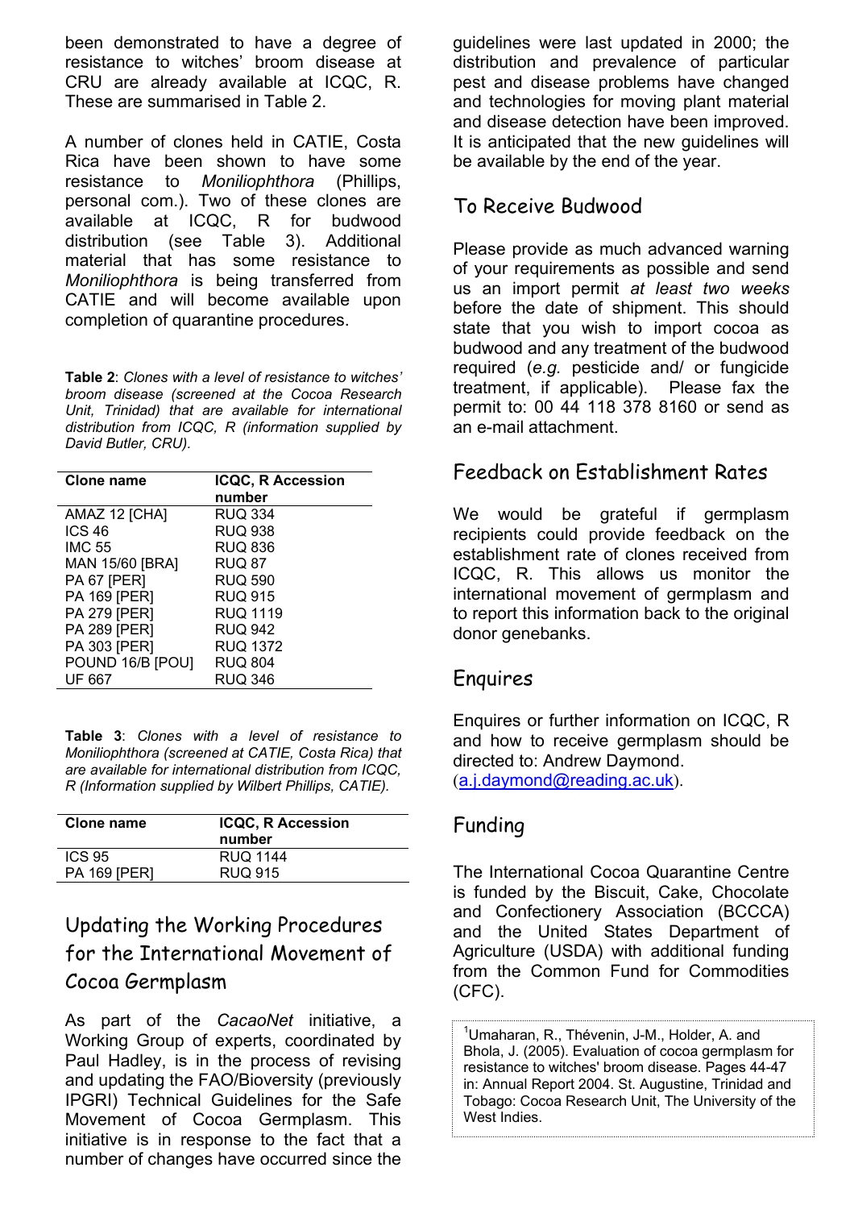been demonstrated to have a degree of resistance to witches' broom disease at CRU are already available at ICQC, R. These are summarised in Table 2.

A number of clones held in CATIE, Costa Rica have been shown to have some resistance to *Moniliophthora* (Phillips, personal com.). Two of these clones are available at ICQC, R for budwood distribution (see Table 3). Additional material that has some resistance to *Moniliophthora* is being transferred from CATIE and will become available upon completion of quarantine procedures.

**Table 2**: *Clones with a level of resistance to witches' broom disease (screened at the Cocoa Research Unit, Trinidad) that are available for international distribution from ICQC, R (information supplied by David Butler, CRU).*

| Clone name | ICQC, R Accession number |
|---|---|
| AMAZ 12 [CHA] | RUQ 334 |
| ICS 46 | RUQ 938 |
| IMC 55 | RUQ 836 |
| MAN 15/60 [BRA] | RUQ 87 |
| PA 67 [PER] | RUQ 590 |
| PA 169 [PER] | RUQ 915 |
| PA 279 [PER] | RUQ 1119 |
| PA 289 [PER] | RUQ 942 |
| PA 303 [PER] | RUQ 1372 |
| POUND 16/B [POU] | RUQ 804 |
| UF 667 | RUQ 346 |

**Table 3**: *Clones with a level of resistance to Moniliophthora (screened at CATIE, Costa Rica) that are available for international distribution from ICQC, R (Information supplied by Wilbert Phillips, CATIE).*

| Clone name | ICQC, R Accession number |
|---|---|
| ICS 95 | RUQ 1144 |
| PA 169 [PER] | RUQ 915 |

## Updating the Working Procedures for the International Movement of Cocoa Germplasm

As part of the *CacaoNet* initiative, a Working Group of experts, coordinated by Paul Hadley, is in the process of revising and updating the FAO/Bioversity (previously IPGRI) Technical Guidelines for the Safe Movement of Cocoa Germplasm. This initiative is in response to the fact that a number of changes have occurred since the guidelines were last updated in 2000; the distribution and prevalence of particular pest and disease problems have changed and technologies for moving plant material and disease detection have been improved. It is anticipated that the new guidelines will be available by the end of the year.

## To Receive Budwood

Please provide as much advanced warning of your requirements as possible and send us an import permit *at least two weeks* before the date of shipment. This should state that you wish to import cocoa as budwood and any treatment of the budwood required (*e.g.* pesticide and/ or fungicide treatment, if applicable). Please fax the permit to: 00 44 118 378 8160 or send as an e-mail attachment.

## Feedback on Establishment Rates

We would be grateful if germplasm recipients could provide feedback on the establishment rate of clones received from ICQC, R. This allows us monitor the international movement of germplasm and to report this information back to the original donor genebanks.

## Enquires

Enquires or further information on ICQC, R and how to receive germplasm should be directed to: Andrew Daymond. (a.j.daymond@reading.ac.uk).

## Funding

The International Cocoa Quarantine Centre is funded by the Biscuit, Cake, Chocolate and Confectionery Association (BCCCA) and the United States Department of Agriculture (USDA) with additional funding from the Common Fund for Commodities (CFC).

[1]Umaharan, R., Thévenin, J-M., Holder, A. and Bhola, J. (2005). Evaluation of cocoa germplasm for resistance to witches' broom disease. Pages 44-47 in: Annual Report 2004. St. Augustine, Trinidad and Tobago: Cocoa Research Unit, The University of the West Indies.